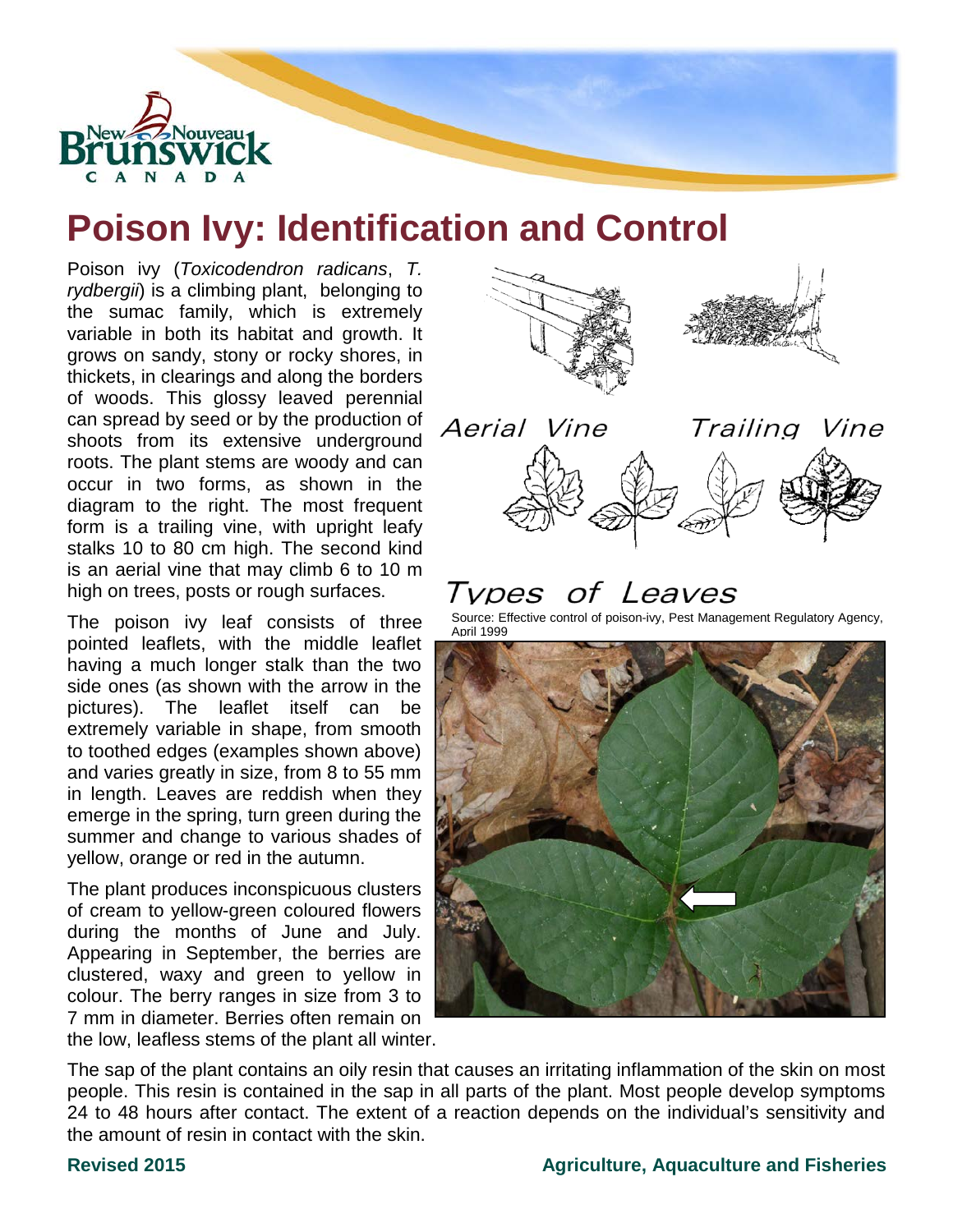# Poison Ivy: Identification and Control

Poison ivy (*Toxicodendron radicans*, *T. rydbergii*) is a climbing plant, belonging to the sumac family, which is extremely variable in both its habitat and growth. It grows on sandy, stony or rocky shores, in thickets, in clearings and along the borders of woods. This glossy leaved perennial can spread by seed or by the production of shoots from its extensive underground roots. The plant stems are woody and can occur in two forms, as shown in the diagram to the right. The most frequent form is a trailing vine, with upright leafy stalks 10 to 80 cm high. The second kind is an aerial vine that may climb 6 to 10 m high on trees, posts or rough surfaces.

Aerial Vine

Trailing Vine

Types of Leaves

Source: Effective control of poison-ivy, Pest Management Regulatory Agency, April 1999

The poison ivy leaf consists of three pointed leaflets, with the middle leaflet having a much longer stalk than the two side ones (as shown with the arrow in the pictures). The leaflet itself can be extremely variable in shape, from smooth to toothed edges (examples shown above) and varies greatly in size, from 8 to 55 mm in length. Leaves are reddish when they emerge in the spring, turn green during the summer and change to various shades of yellow, orange or red in the autumn.

The plant produces inconspicuous clusters of cream to yellow-green coloured flowers during the months of June and July. Appearing in September, the berries are clustered, waxy and green to yellow in colour. The berry ranges in size from 3 to 7 mm in diameter. Berries often remain on the low, leafless stems of the plant all winter.

The sap of the plant contains an oily resin that causes an irritating inflammation of the skin on most people. This resin is contained in the sap in all parts of the plant. Most people develop symptoms 24 to 48 hours after contact. The extent of a reaction depends on the individual's sensitivity and the amount of resin in contact with the skin.

**Revised 2015** **Agriculture, Aquaculture and Fisheries**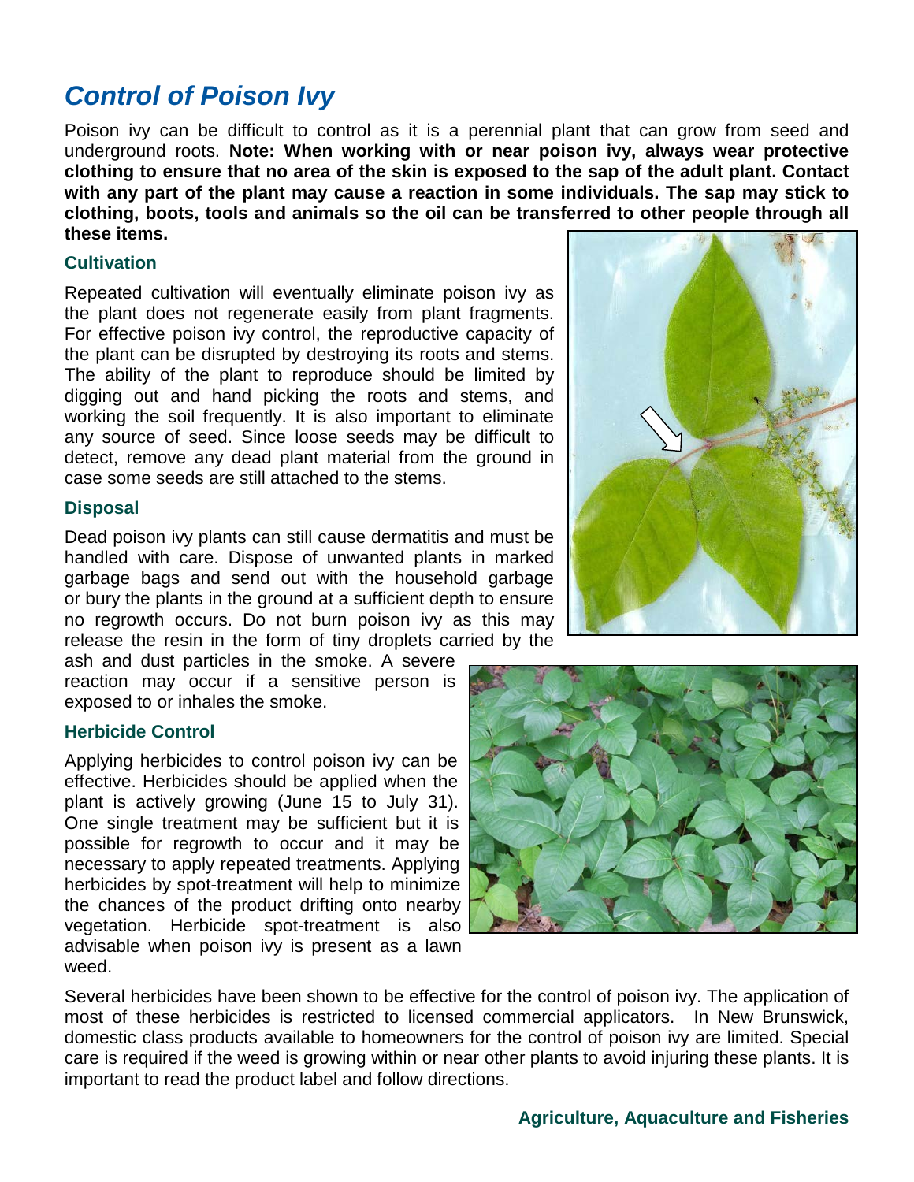# *Control of Poison Ivy*

Poison ivy can be difficult to control as it is a perennial plant that can grow from seed and underground roots. **Note: When working with or near poison ivy, always wear protective clothing to ensure that no area of the skin is exposed to the sap of the adult plant. Contact with any part of the plant may cause a reaction in some individuals. The sap may stick to clothing, boots, tools and animals so the oil can be transferred to other people through all these items.**

## Cultivation

Repeated cultivation will eventually eliminate poison ivy as the plant does not regenerate easily from plant fragments. For effective poison ivy control, the reproductive capacity of the plant can be disrupted by destroying its roots and stems. The ability of the plant to reproduce should be limited by digging out and hand picking the roots and stems, and working the soil frequently. It is also important to eliminate any source of seed. Since loose seeds may be difficult to detect, remove any dead plant material from the ground in case some seeds are still attached to the stems.

## Disposal

Dead poison ivy plants can still cause dermatitis and must be handled with care. Dispose of unwanted plants in marked garbage bags and send out with the household garbage or bury the plants in the ground at a sufficient depth to ensure no regrowth occurs. Do not burn poison ivy as this may release the resin in the form of tiny droplets carried by the ash and dust particles in the smoke. A severe reaction may occur if a sensitive person is exposed to or inhales the smoke.

## Herbicide Control

Applying herbicides to control poison ivy can be effective. Herbicides should be applied when the plant is actively growing (June 15 to July 31). One single treatment may be sufficient but it is possible for regrowth to occur and it may be necessary to apply repeated treatments. Applying herbicides by spot-treatment will help to minimize the chances of the product drifting onto nearby vegetation. Herbicide spot-treatment is also advisable when poison ivy is present as a lawn weed.

Several herbicides have been shown to be effective for the control of poison ivy. The application of most of these herbicides is restricted to licensed commercial applicators. In New Brunswick, domestic class products available to homeowners for the control of poison ivy are limited. Special care is required if the weed is growing within or near other plants to avoid injuring these plants. It is important to read the product label and follow directions.

**Agriculture, Aquaculture and Fisheries**